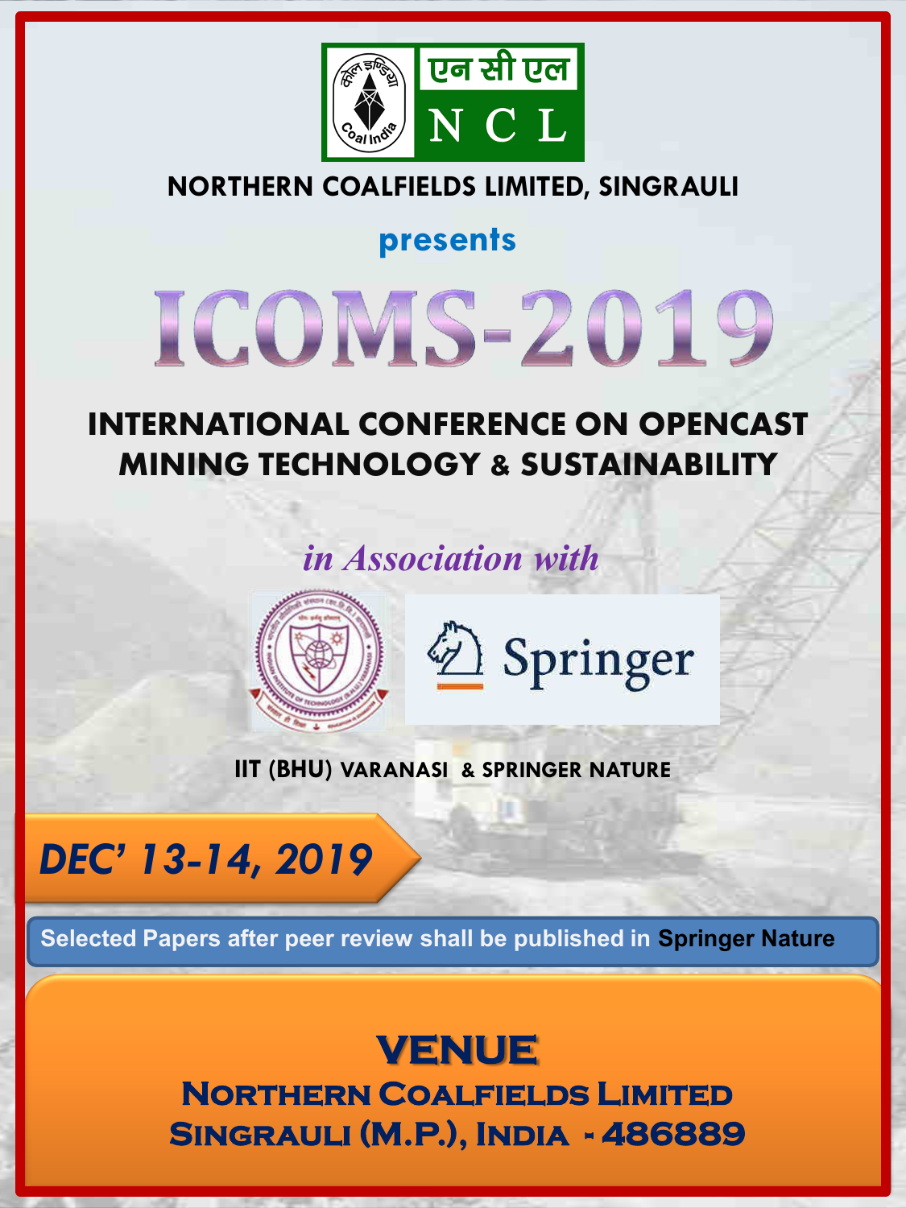एन सी एल

N C L

**NORTHERN COALFIELDS LIMITED, SINGRAULI**

**presents**

# ICOMS-2019

## INTERNATIONAL CONFERENCE ON OPENCAST MINING TECHNOLOGY & SUSTAINABILITY

*in Association with*

Springer

**IIT (BHU) VARANASI & SPRINGER NATURE**

***DEC' 13-14, 2019***

**Selected Papers after peer review shall be published in Springer Nature**

## VENUE

**NORTHERN COALFIELDS LIMITED**
**SINGRAULI (M.P.), INDIA - 486889**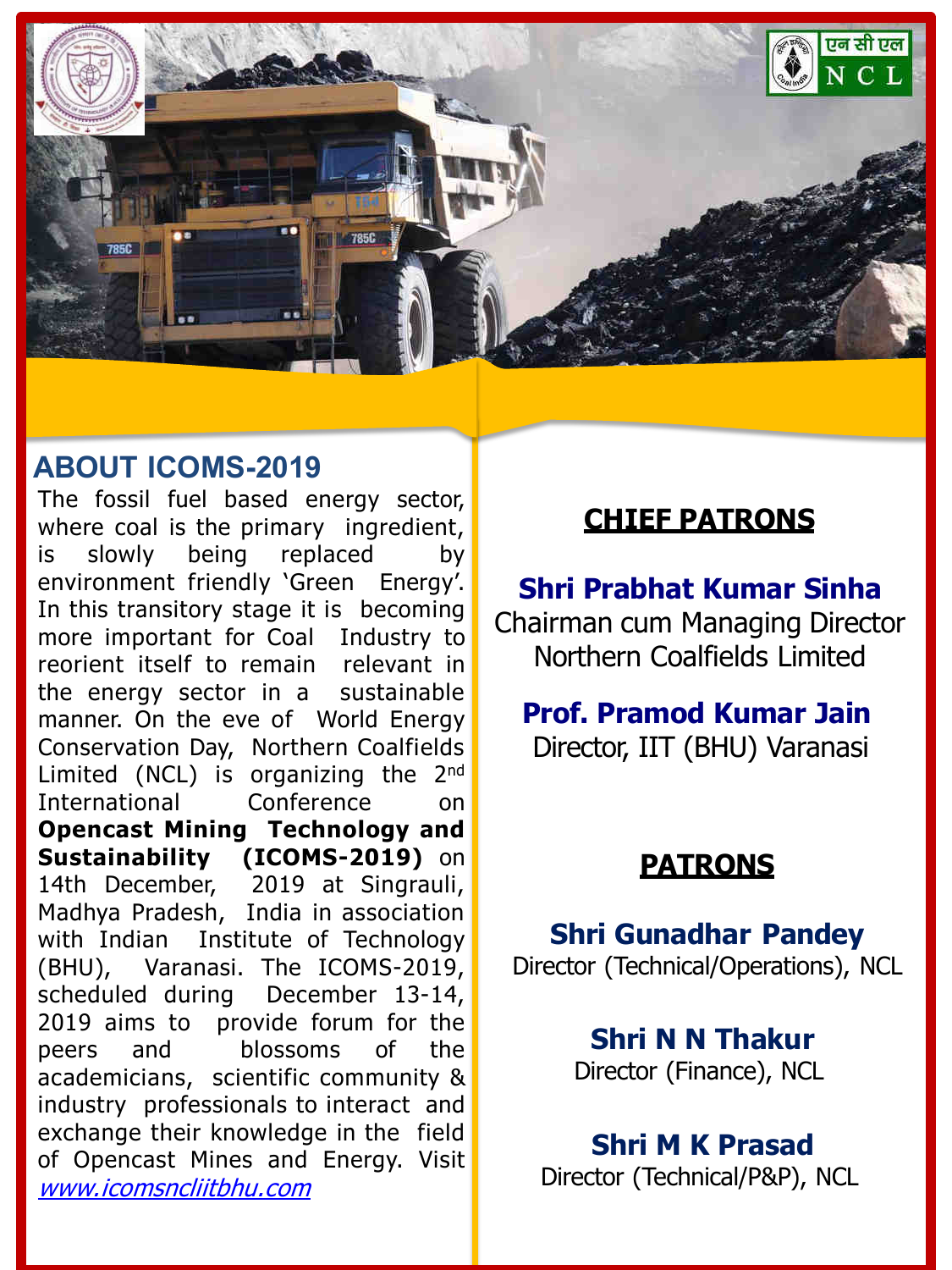## ABOUT ICOMS-2019

The fossil fuel based energy sector, where coal is the primary ingredient, is slowly being replaced by environment friendly 'Green Energy'. In this transitory stage it is becoming more important for Coal Industry to reorient itself to remain relevant in the energy sector in a sustainable manner. On the eve of World Energy Conservation Day, Northern Coalfields Limited (NCL) is organizing the 2nd International Conference on **Opencast Mining Technology and Sustainability (ICOMS-2019)** on 14th December, 2019 at Singrauli, Madhya Pradesh, India in association with Indian Institute of Technology (BHU), Varanasi. The ICOMS-2019, scheduled during December 13-14, 2019 aims to provide forum for the peers and blossoms of the academicians, scientific community & industry professionals to interact and exchange their knowledge in the field of Opencast Mines and Energy. Visit *www.icomsncliitbhu.com*

## CHIEF PATRONS

**Shri Prabhat Kumar Sinha**
Chairman cum Managing Director
Northern Coalfields Limited

**Prof. Pramod Kumar Jain**
Director, IIT (BHU) Varanasi

## PATRONS

**Shri Gunadhar Pandey**
Director (Technical/Operations), NCL

**Shri N N Thakur**
Director (Finance), NCL

**Shri M K Prasad**
Director (Technical/P&P), NCL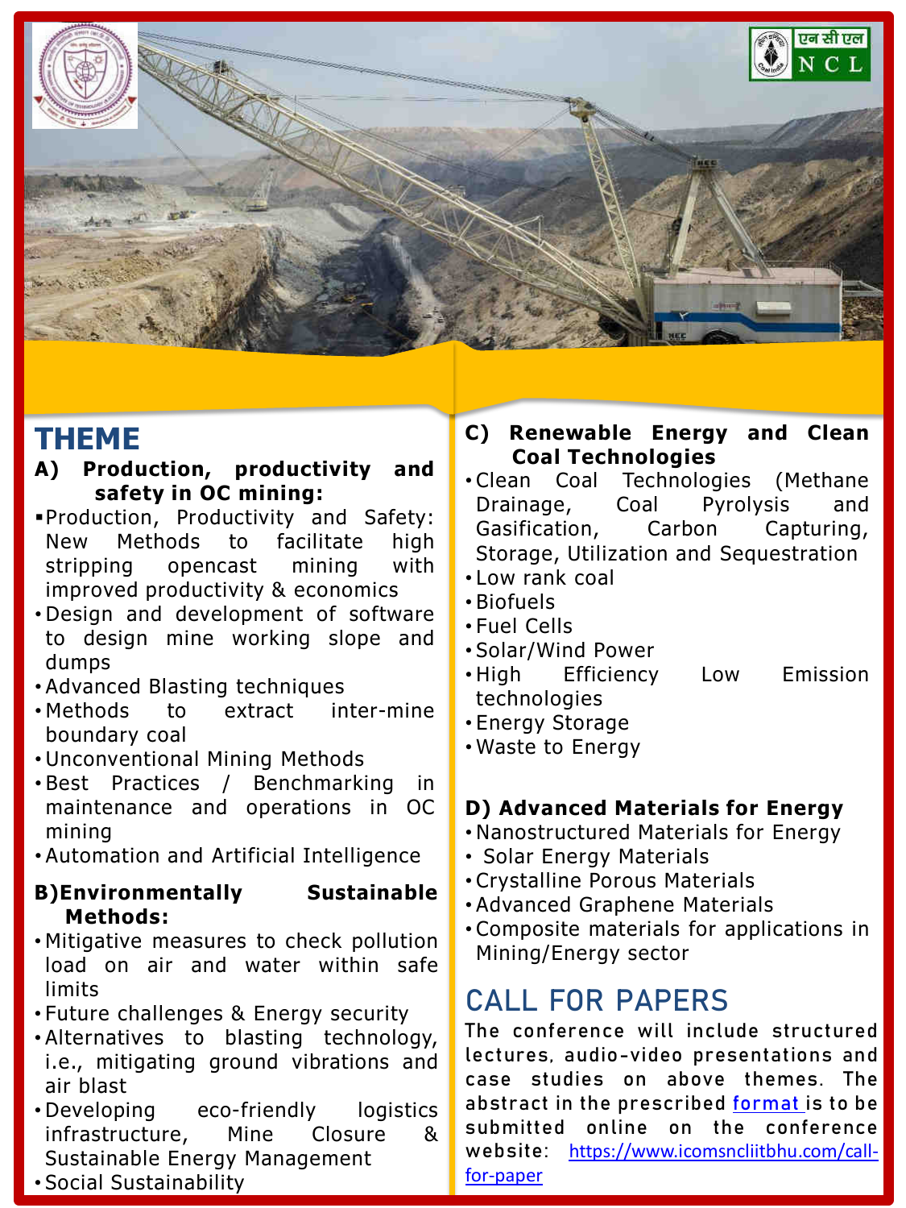## THEME

**A) Production, productivity and safety in OC mining:**

- Production, Productivity and Safety: New Methods to facilitate high stripping opencast mining with improved productivity & economics
- Design and development of software to design mine working slope and dumps
- Advanced Blasting techniques
- Methods to extract inter-mine boundary coal
- Unconventional Mining Methods
- Best Practices / Benchmarking in maintenance and operations in OC mining
- Automation and Artificial Intelligence

**B) Environmentally Sustainable Methods:**

- Mitigative measures to check pollution load on air and water within safe limits
- Future challenges & Energy security
- Alternatives to blasting technology, i.e., mitigating ground vibrations and air blast
- Developing eco-friendly logistics infrastructure, Mine Closure & Sustainable Energy Management
- Social Sustainability

**C) Renewable Energy and Clean Coal Technologies**

- Clean Coal Technologies (Methane Drainage, Coal Pyrolysis and Gasification, Carbon Capturing, Storage, Utilization and Sequestration
- Low rank coal
- Biofuels
- Fuel Cells
- Solar/Wind Power
- High Efficiency Low Emission technologies
- Energy Storage
- Waste to Energy

**D) Advanced Materials for Energy**

- Nanostructured Materials for Energy
- Solar Energy Materials
- Crystalline Porous Materials
- Advanced Graphene Materials
- Composite materials for applications in Mining/Energy sector

## CALL FOR PAPERS

The conference will include structured lectures, audio-video presentations and case studies on above themes. The abstract in the prescribed [format](#) is to be submitted online on the conference website: [https://www.icomsncliitbhu.com/call-for-paper](https://www.icomsncliitbhu.com/call-for-paper)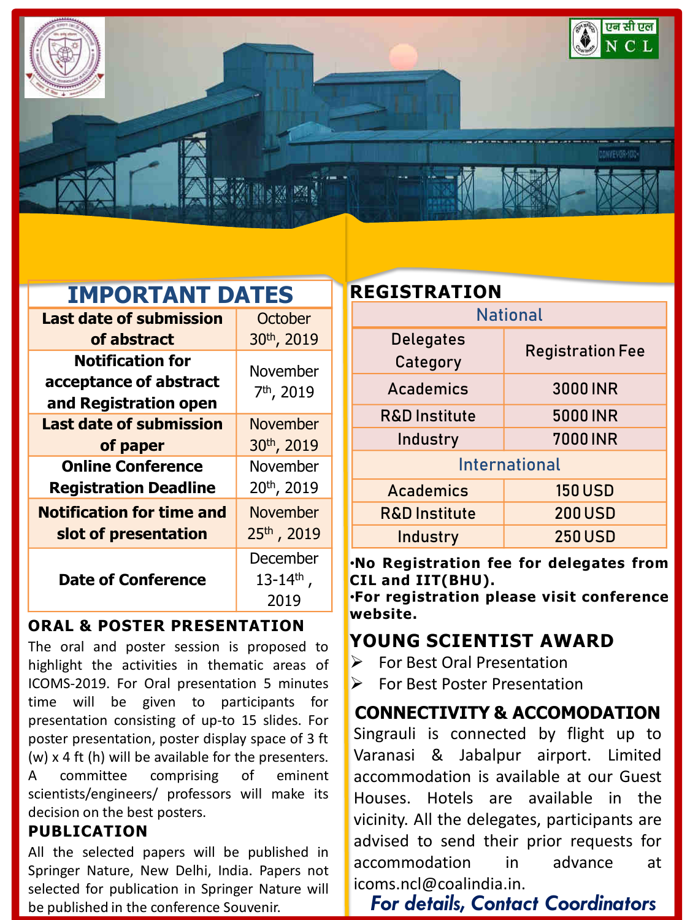## IMPORTANT DATES

| Last date of submission of abstract | October 30th, 2019 |
|---|---|
| Notification for acceptance of abstract and Registration open | November 7th, 2019 |
| Last date of submission of paper | November 30th, 2019 |
| Online Conference Registration Deadline | November 20th, 2019 |
| Notification for time and slot of presentation | November 25th , 2019 |
| Date of Conference | December 13-14th , 2019 |

### ORAL & POSTER PRESENTATION

The oral and poster session is proposed to highlight the activities in thematic areas of ICOMS-2019. For Oral presentation 5 minutes time will be given to participants for presentation consisting of up-to 15 slides. For poster presentation, poster display space of 3 ft (w) x 4 ft (h) will be available for the presenters. A committee comprising of eminent scientists/engineers/ professors will make its decision on the best posters.

### PUBLICATION

All the selected papers will be published in Springer Nature, New Delhi, India. Papers not selected for publication in Springer Nature will be published in the conference Souvenir.

## REGISTRATION

| National | |
|---|---|
| Delegates Category | Registration Fee |
| Academics | 3000 INR |
| R&D Institute | 5000 INR |
| Industry | 7000 INR |
| International | |
| Academics | 150 USD |
| R&D Institute | 200 USD |
| Industry | 250 USD |

- **No Registration fee for delegates from CIL and IIT(BHU).**
- **For registration please visit conference website.**

### YOUNG SCIENTIST AWARD

- For Best Oral Presentation
- For Best Poster Presentation

### CONNECTIVITY & ACCOMODATION

Singrauli is connected by flight up to Varanasi & Jabalpur airport. Limited accommodation is available at our Guest Houses. Hotels are available in the vicinity. All the delegates, participants are advised to send their prior requests for accommodation in advance at icoms.ncl@coalindia.in.

***For details, Contact Coordinators***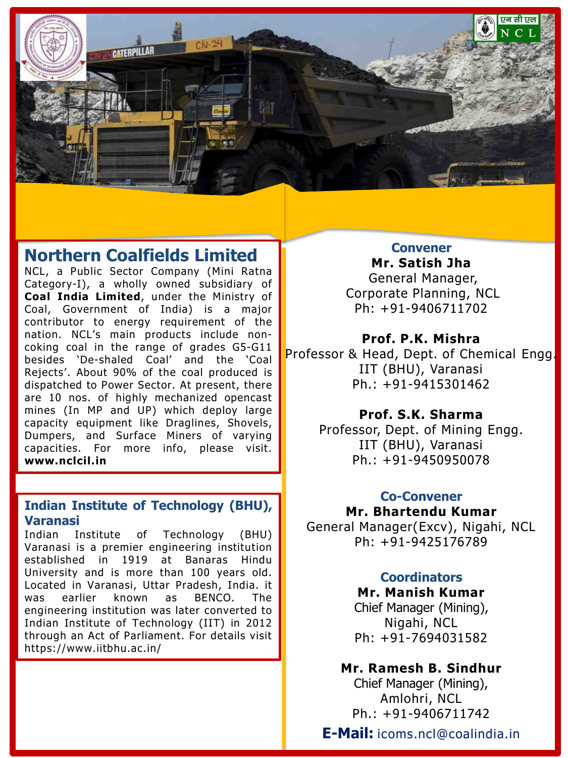## Northern Coalfields Limited

NCL, a Public Sector Company (Mini Ratna Category-I), a wholly owned subsidiary of **Coal India Limited**, under the Ministry of Coal, Government of India) is a major contributor to energy requirement of the nation. NCL's main products include non-coking coal in the range of grades G5-G11 besides 'De-shaled Coal' and the 'Coal Rejects'. About 90% of the coal produced is dispatched to Power Sector. At present, there are 10 nos. of highly mechanized opencast mines (In MP and UP) which deploy large capacity equipment like Draglines, Shovels, Dumpers, and Surface Miners of varying capacities. For more info, please visit. **www.nclcil.in**

## Indian Institute of Technology (BHU), Varanasi

Indian Institute of Technology (BHU) Varanasi is a premier engineering institution established in 1919 at Banaras Hindu University and is more than 100 years old. Located in Varanasi, Uttar Pradesh, India. it was earlier known as BENCO. The engineering institution was later converted to Indian Institute of Technology (IIT) in 2012 through an Act of Parliament. For details visit https://www.iitbhu.ac.in/

### Convener

**Mr. Satish Jha**
General Manager,
Corporate Planning, NCL
Ph: +91-9406711702

**Prof. P.K. Mishra**
Professor & Head, Dept. of Chemical Engg.
IIT (BHU), Varanasi
Ph.: +91-9415301462

**Prof. S.K. Sharma**
Professor, Dept. of Mining Engg.
IIT (BHU), Varanasi
Ph.: +91-9450950078

### Co-Convener

**Mr. Bhartendu Kumar**
General Manager(Excv), Nigahi, NCL
Ph: +91-9425176789

### Coordinators

**Mr. Manish Kumar**
Chief Manager (Mining),
Nigahi, NCL
Ph: +91-7694031582

**Mr. Ramesh B. Sindhur**
Chief Manager (Mining),
Amlohri, NCL
Ph.: +91-9406711742

**E-Mail:** icoms.ncl@coalindia.in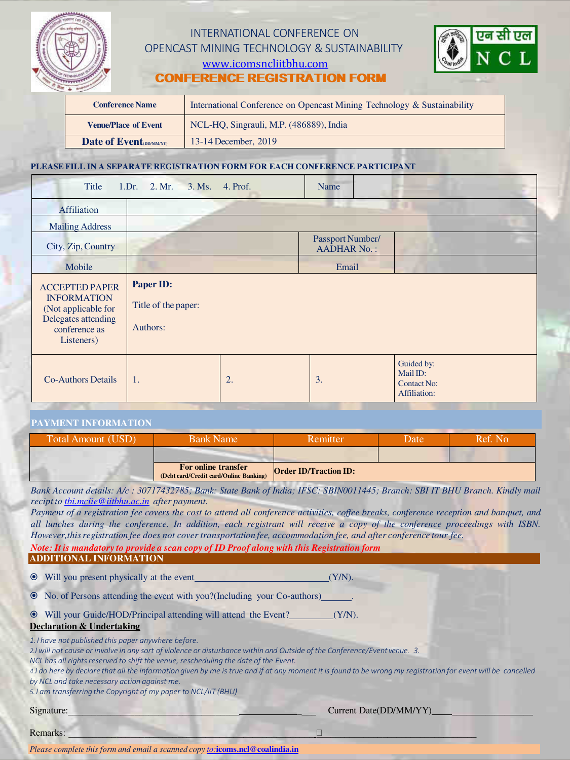INTERNATIONAL CONFERENCE ON OPENCAST MINING TECHNOLOGY & SUSTAINABILITY

www.icomsncliitbhu.com

## CONFERENCE REGISTRATION FORM

| | |
|---|---|
| **Conference Name** | International Conference on Opencast Mining Technology & Sustainability |
| **Venue/Place of Event** | NCL-HQ, Singrauli, M.P. (486889), India |
| **Date of Event**(DD/MM/YY) | 13-14 December, 2019 |

**PLEASE FILL IN A SEPARATE REGISTRATION FORM FOR EACH CONFERENCE PARTICIPANT**

| | | | | |
|---|---|---|---|---|
| Title 1.Dr. 2. Mr. 3. Ms. 4. Prof. | | Name | | |
| Affiliation | | | | |
| Mailing Address | | | | |
| City, Zip, Country | | Passport Number/ AADHAR No. : | | |
| Mobile | | Email | | |
| ACCEPTED PAPER INFORMATION (Not applicable for Delegates attending conference as Listeners) | **Paper ID:** Title of the paper: Authors: | | | |
| Co-Authors Details | 1. | 2. | 3. | Guided by: Mail ID: Contact No: Affiliation: |

**PAYMENT INFORMATION**

| Total Amount (USD) | Bank Name | Remitter | Date | Ref. No |
|---|---|---|---|---|
| | | | | |
| | **For online transfer** (Debt card/Credit card/Online Banking) | **Order ID/Traction ID:** | | |

*Bank Account details: A/c : 30717432785; Bank: State Bank of India; IFSC: SBIN0011445; Branch: SBI IT BHU Branch. Kindly mail recipt to tbi.mciie@iitbhu.ac.in after payment.*

*Payment of a registration fee covers the cost to attend all conference activities, coffee breaks, conference reception and banquet, and all lunches during the conference. In addition, each registrant will receive a copy of the conference proceedings with ISBN. However,this registration fee does not cover transportation fee, accommodation fee, and after conference tour fee.*

***Note: It is mandatory to provide a scan copy of ID Proof along with this Registration form***

**ADDITIONAL INFORMATION**

- Will you present physically at the event___________________________(Y/N).
- No. of Persons attending the event with you?(Including your Co-authors)______.
- Will your Guide/HOD/Principal attending will attend the Event?_________(Y/N).

**Declaration & Undertaking**

*1. I have not published this paper anywhere before.*
*2.I will not cause or involve in any sort of violence or disturbance within and Outside of the Conference/Event venue. 3. NCL has all rights reserved to shift the venue, rescheduling the date of the Event.*
*4.I do here by declare that all the information given by me is true and if at any moment it is found to be wrong my registration for event will be cancelled by NCL and take necessary action against me.*
*5. I am transferring the Copyright of my paper to NCL/IIT (BHU)*

Signature:______________________________________________ Current Date(DD/MM/YY)_____________________

Remarks: ______________________________________________________________________________

*Please complete this form and email a scanned copy to:***icoms.ncl@coalindia.in**